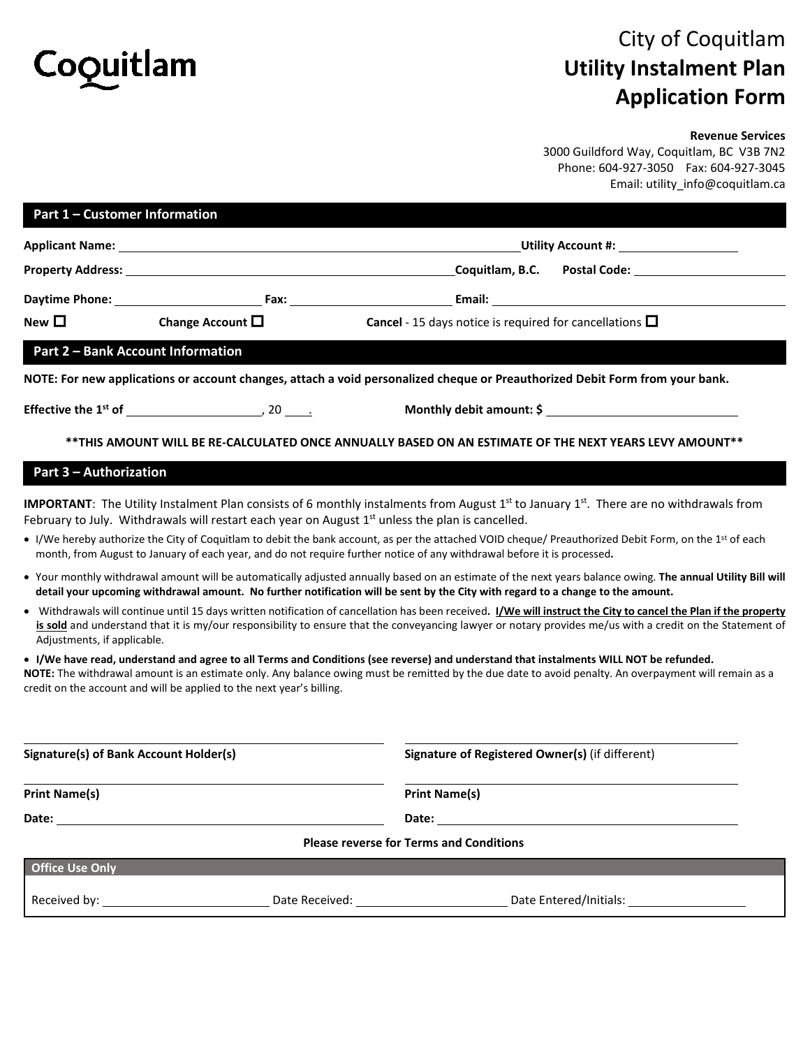Coquitlam

# City of Coquitlam
# Utility Instalment Plan Application Form

**Revenue Services**
3000 Guildford Way, Coquitlam, BC V3B 7N2
Phone: 604-927-3050 Fax: 604-927-3045
Email: utility_info@coquitlam.ca

## Part 1 – Customer Information

**Applicant Name:** ______________________________ **Utility Account #:** ______________

**Property Address:** ______________________________ **Coquitlam, B.C. Postal Code:** ______________

**Daytime Phone:** ______________ **Fax:** ______________ **Email:** ______________________________

**New** ☐ **Change Account** ☐ **Cancel** - 15 days notice is required for cancellations ☐

## Part 2 – Bank Account Information

**NOTE: For new applications or account changes, attach a void personalized cheque or Preauthorized Debit Form from your bank.**

**Effective the 1st of** ______________, 20 ____. **Monthly debit amount: $** ______________

**\*\*THIS AMOUNT WILL BE RE-CALCULATED ONCE ANNUALLY BASED ON AN ESTIMATE OF THE NEXT YEARS LEVY AMOUNT\*\***

## Part 3 – Authorization

**IMPORTANT**: The Utility Instalment Plan consists of 6 monthly instalments from August 1st to January 1st. There are no withdrawals from February to July. Withdrawals will restart each year on August 1st unless the plan is cancelled.

- I/We hereby authorize the City of Coquitlam to debit the bank account, as per the attached VOID cheque/ Preauthorized Debit Form, on the 1st of each month, from August to January of each year, and do not require further notice of any withdrawal before it is processed**.**
- Your monthly withdrawal amount will be automatically adjusted annually based on an estimate of the next years balance owing. **The annual Utility Bill will detail your upcoming withdrawal amount. No further notification will be sent by the City with regard to a change to the amount.**
- Withdrawals will continue until 15 days written notification of cancellation has been received**. I/We will instruct the City to cancel the Plan if the property is sold** and understand that it is my/our responsibility to ensure that the conveyancing lawyer or notary provides me/us with a credit on the Statement of Adjustments, if applicable.
- **I/We have read, understand and agree to all Terms and Conditions (see reverse) and understand that instalments WILL NOT be refunded.**

**NOTE:** The withdrawal amount is an estimate only. Any balance owing must be remitted by the due date to avoid penalty. An overpayment will remain as a credit on the account and will be applied to the next year's billing.

______________________________ ______________________________
**Signature(s) of Bank Account Holder(s)** **Signature of Registered Owner(s)** (if different)

______________________________ ______________________________
**Print Name(s)** **Print Name(s)**

**Date:** ______________________________ **Date:** ______________________________

**Please reverse for Terms and Conditions**

| **Office Use Only** | | |
|---|---|---|
| Received by: ______________ | Date Received: ______________ | Date Entered/Initials: ______________ |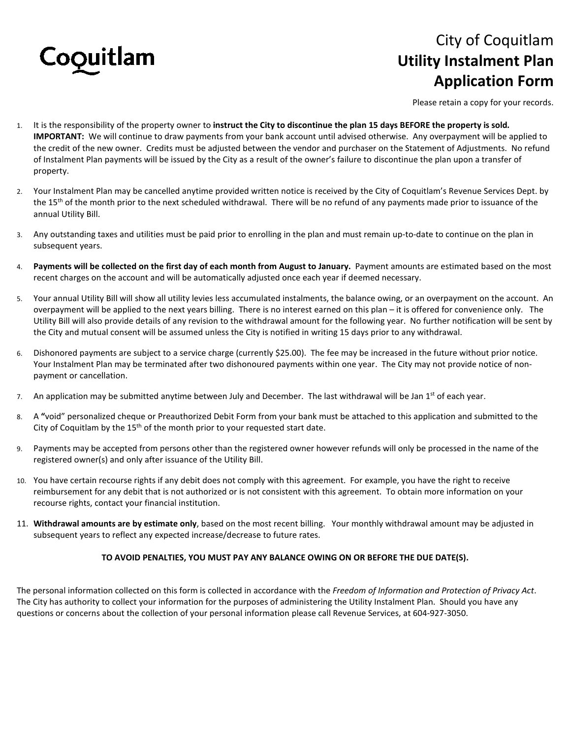Coquitlam

# City of Coquitlam
# Utility Instalment Plan Application Form

Please retain a copy for your records.

1. It is the responsibility of the property owner to **instruct the City to discontinue the plan 15 days BEFORE the property is sold.** **IMPORTANT:** We will continue to draw payments from your bank account until advised otherwise. Any overpayment will be applied to the credit of the new owner. Credits must be adjusted between the vendor and purchaser on the Statement of Adjustments. No refund of Instalment Plan payments will be issued by the City as a result of the owner's failure to discontinue the plan upon a transfer of property.

2. Your Instalment Plan may be cancelled anytime provided written notice is received by the City of Coquitlam's Revenue Services Dept. by the 15th of the month prior to the next scheduled withdrawal. There will be no refund of any payments made prior to issuance of the annual Utility Bill.

3. Any outstanding taxes and utilities must be paid prior to enrolling in the plan and must remain up-to-date to continue on the plan in subsequent years.

4. **Payments will be collected on the first day of each month from August to January.** Payment amounts are estimated based on the most recent charges on the account and will be automatically adjusted once each year if deemed necessary.

5. Your annual Utility Bill will show all utility levies less accumulated instalments, the balance owing, or an overpayment on the account. An overpayment will be applied to the next years billing. There is no interest earned on this plan – it is offered for convenience only. The Utility Bill will also provide details of any revision to the withdrawal amount for the following year. No further notification will be sent by the City and mutual consent will be assumed unless the City is notified in writing 15 days prior to any withdrawal.

6. Dishonored payments are subject to a service charge (currently $25.00). The fee may be increased in the future without prior notice. Your Instalment Plan may be terminated after two dishonoured payments within one year. The City may not provide notice of non-payment or cancellation.

7. An application may be submitted anytime between July and December. The last withdrawal will be Jan 1st of each year.

8. A **"**void" personalized cheque or Preauthorized Debit Form from your bank must be attached to this application and submitted to the City of Coquitlam by the 15th of the month prior to your requested start date.

9. Payments may be accepted from persons other than the registered owner however refunds will only be processed in the name of the registered owner(s) and only after issuance of the Utility Bill.

10. You have certain recourse rights if any debit does not comply with this agreement. For example, you have the right to receive reimbursement for any debit that is not authorized or is not consistent with this agreement. To obtain more information on your recourse rights, contact your financial institution.

11. **Withdrawal amounts are by estimate only**, based on the most recent billing. Your monthly withdrawal amount may be adjusted in subsequent years to reflect any expected increase/decrease to future rates.

**TO AVOID PENALTIES, YOU MUST PAY ANY BALANCE OWING ON OR BEFORE THE DUE DATE(S).**

The personal information collected on this form is collected in accordance with the *Freedom of Information and Protection of Privacy Act*. The City has authority to collect your information for the purposes of administering the Utility Instalment Plan. Should you have any questions or concerns about the collection of your personal information please call Revenue Services, at 604-927-3050.